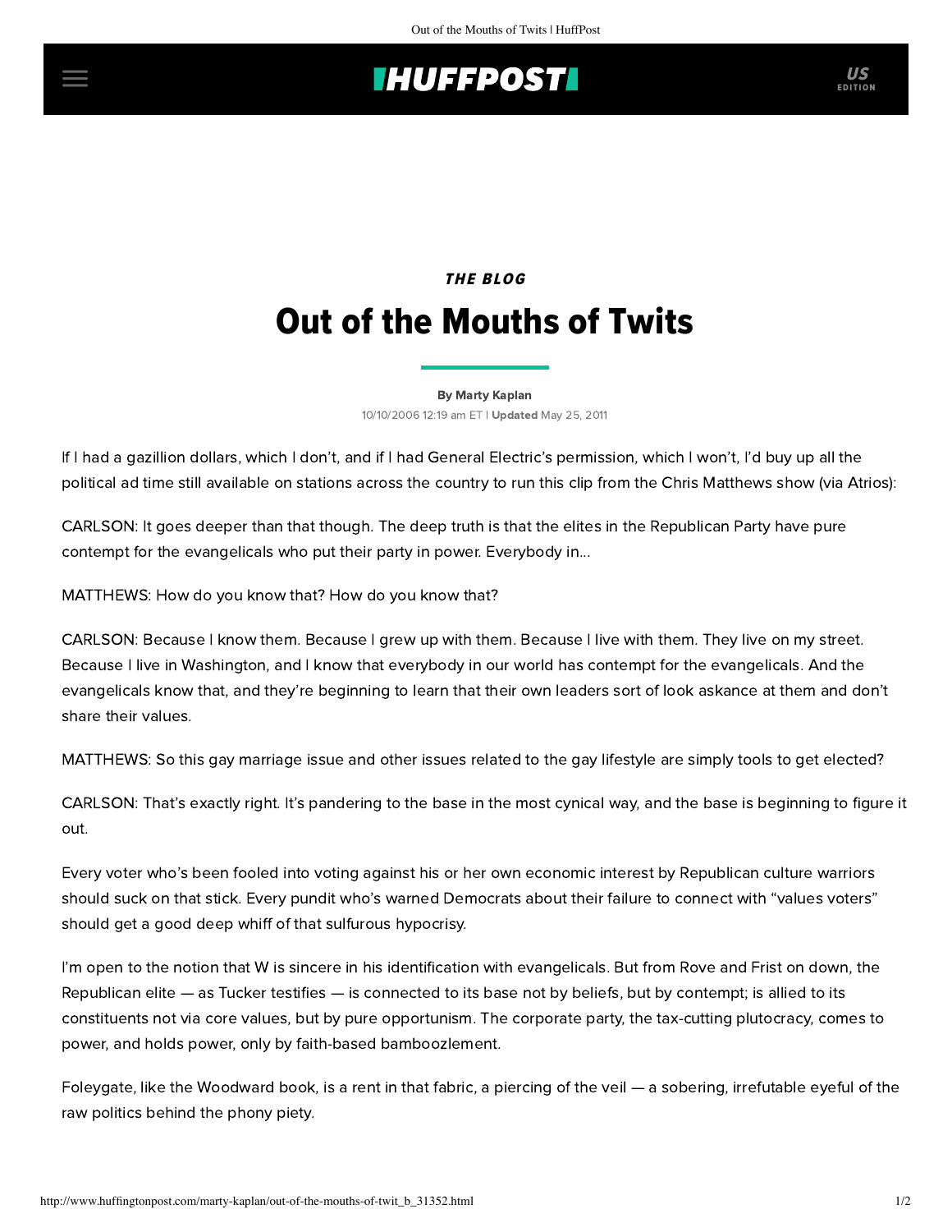*THE BLOG*

# Out of the Mouths of Twits

By Marty Kaplan

10/10/2006 12:19 am ET | **Updated** May 25, 2011

If I had a gazillion dollars, which I don't, and if I had General Electric's permission, which I won't, I'd buy up all the political ad time still available on stations across the country to run this clip from the Chris Matthews show (via Atrios):

CARLSON: It goes deeper than that though. The deep truth is that the elites in the Republican Party have pure contempt for the evangelicals who put their party in power. Everybody in...

MATTHEWS: How do you know that? How do you know that?

CARLSON: Because I know them. Because I grew up with them. Because I live with them. They live on my street. Because I live in Washington, and I know that everybody in our world has contempt for the evangelicals. And the evangelicals know that, and they're beginning to learn that their own leaders sort of look askance at them and don't share their values.

MATTHEWS: So this gay marriage issue and other issues related to the gay lifestyle are simply tools to get elected?

CARLSON: That's exactly right. It's pandering to the base in the most cynical way, and the base is beginning to figure it out.

Every voter who's been fooled into voting against his or her own economic interest by Republican culture warriors should suck on that stick. Every pundit who's warned Democrats about their failure to connect with "values voters" should get a good deep whiff of that sulfurous hypocrisy.

I'm open to the notion that W is sincere in his identification with evangelicals. But from Rove and Frist on down, the Republican elite — as Tucker testifies — is connected to its base not by beliefs, but by contempt; is allied to its constituents not via core values, but by pure opportunism. The corporate party, the tax-cutting plutocracy, comes to power, and holds power, only by faith-based bamboozlement.

Foleygate, like the Woodward book, is a rent in that fabric, a piercing of the veil — a sobering, irrefutable eyeful of the raw politics behind the phony piety.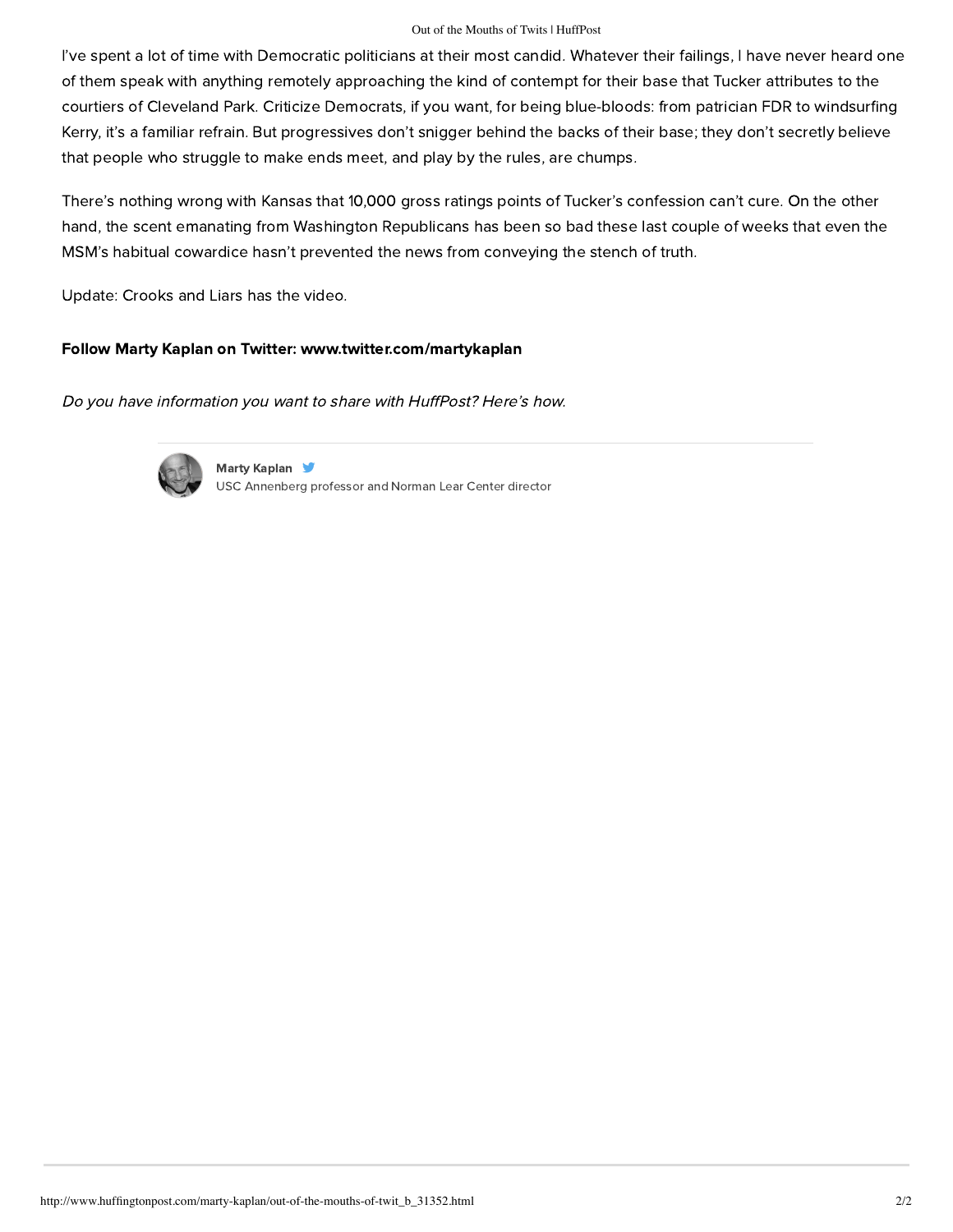I've spent a lot of time with Democratic politicians at their most candid. Whatever their failings, I have never heard one of them speak with anything remotely approaching the kind of contempt for their base that Tucker attributes to the courtiers of Cleveland Park. Criticize Democrats, if you want, for being blue-bloods: from patrician FDR to windsurfing Kerry, it's a familiar refrain. But progressives don't snigger behind the backs of their base; they don't secretly believe that people who struggle to make ends meet, and play by the rules, are chumps.

There's nothing wrong with Kansas that 10,000 gross ratings points of Tucker's confession can't cure. On the other hand, the scent emanating from Washington Republicans has been so bad these last couple of weeks that even the MSM's habitual cowardice hasn't prevented the news from conveying the stench of truth.

Update: Crooks and Liars has the video.

**Follow Marty Kaplan on Twitter: www.twitter.com/martykaplan**

*Do you have information you want to share with HuffPost? Here's how.*

**Marty Kaplan**
USC Annenberg professor and Norman Lear Center director